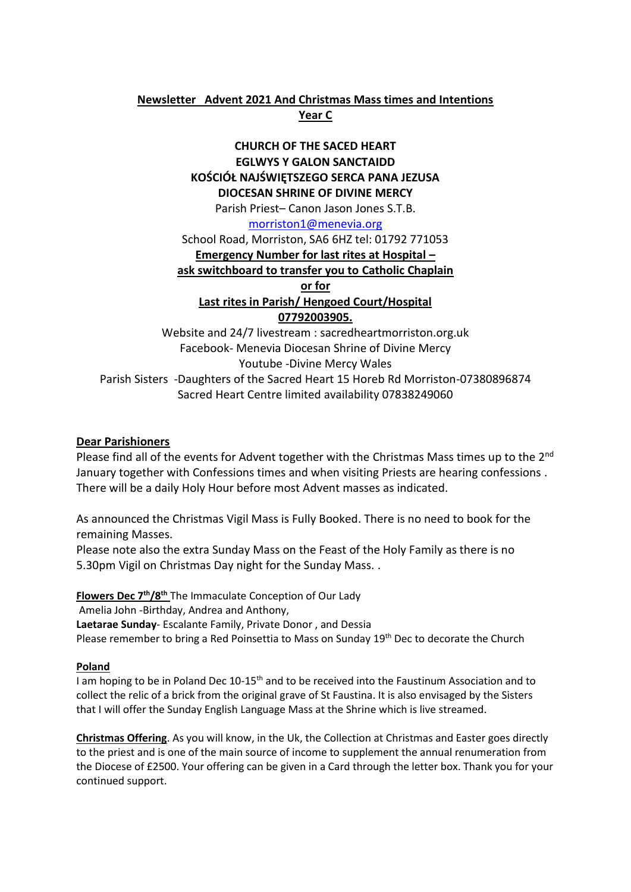**Newsletter Advent 2021 And Christmas Mass times and Intentions**
**Year C**

**CHURCH OF THE SACED HEART**
**EGLWYS Y GALON SANCTAIDD**
**KOŚCIÓŁ NAJŚWIĘTSZEGO SERCA PANA JEZUSA**
**DIOCESAN SHRINE OF DIVINE MERCY**
Parish Priest– Canon Jason Jones S.T.B.
morriston1@menevia.org
School Road, Morriston, SA6 6HZ tel: 01792 771053
**Emergency Number for last rites at Hospital –**
**ask switchboard to transfer you to Catholic Chaplain**
**or for**
**Last rites in Parish/ Hengoed Court/Hospital**
**07792003905.**
Website and 24/7 livestream : sacredheartmorriston.org.uk
Facebook- Menevia Diocesan Shrine of Divine Mercy
Youtube -Divine Mercy Wales
Parish Sisters -Daughters of the Sacred Heart 15 Horeb Rd Morriston-07380896874
Sacred Heart Centre limited availability 07838249060

**Dear Parishioners**

Please find all of the events for Advent together with the Christmas Mass times up to the 2nd January together with Confessions times and when visiting Priests are hearing confessions . There will be a daily Holy Hour before most Advent masses as indicated.

As announced the Christmas Vigil Mass is Fully Booked. There is no need to book for the remaining Masses.
Please note also the extra Sunday Mass on the Feast of the Holy Family as there is no 5.30pm Vigil on Christmas Day night for the Sunday Mass. .

**Flowers Dec 7th/8th** The Immaculate Conception of Our Lady
Amelia John -Birthday, Andrea and Anthony,
**Laetarae Sunday**- Escalante Family, Private Donor , and Dessia
Please remember to bring a Red Poinsettia to Mass on Sunday 19th Dec to decorate the Church

**Poland**

I am hoping to be in Poland Dec 10-15th and to be received into the Faustinum Association and to collect the relic of a brick from the original grave of St Faustina. It is also envisaged by the Sisters that I will offer the Sunday English Language Mass at the Shrine which is live streamed.

**Christmas Offering**. As you will know, in the Uk, the Collection at Christmas and Easter goes directly to the priest and is one of the main source of income to supplement the annual renumeration from the Diocese of £2500. Your offering can be given in a Card through the letter box. Thank you for your continued support.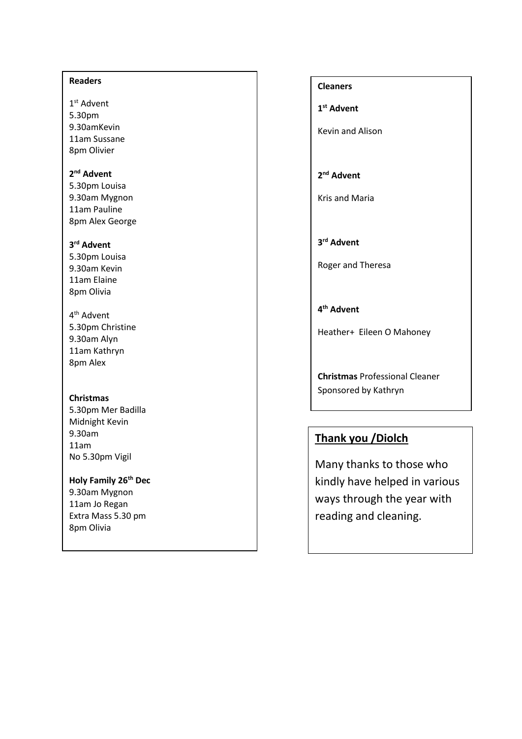**Readers**

1st Advent
5.30pm
9.30amKevin
11am Sussane
8pm Olivier

**2nd Advent**
5.30pm Louisa
9.30am Mygnon
11am Pauline
8pm Alex George

**3rd Advent**
5.30pm Louisa
9.30am Kevin
11am Elaine
8pm Olivia

4th Advent
5.30pm Christine
9.30am Alyn
11am Kathryn
8pm Alex

**Christmas**
5.30pm Mer Badilla
Midnight Kevin
9.30am
11am
No 5.30pm Vigil

**Holy Family 26th Dec**
9.30am Mygnon
11am Jo Regan
Extra Mass 5.30 pm
8pm Olivia

**Cleaners**

**1st Advent**

Kevin and Alison

**2nd Advent**

Kris and Maria

**3rd Advent**

Roger and Theresa

**4th Advent**

Heather+ Eileen O Mahoney

**Christmas** Professional Cleaner Sponsored by Kathryn

## Thank you /Diolch

Many thanks to those who kindly have helped in various ways through the year with reading and cleaning.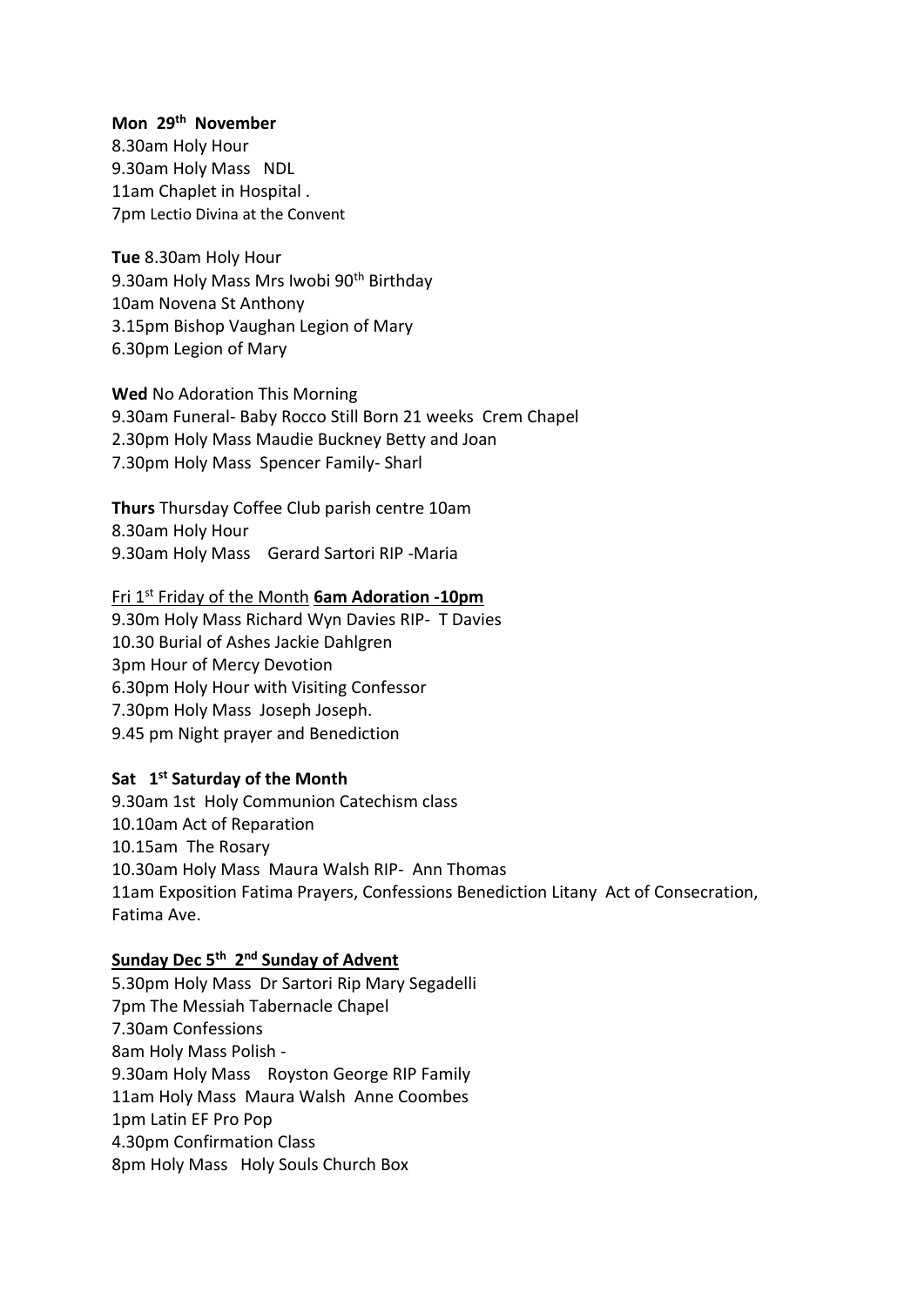**Mon 29th November**
8.30am Holy Hour
9.30am Holy Mass NDL
11am Chaplet in Hospital .
7pm Lectio Divina at the Convent

**Tue** 8.30am Holy Hour
9.30am Holy Mass Mrs Iwobi 90th Birthday
10am Novena St Anthony
3.15pm Bishop Vaughan Legion of Mary
6.30pm Legion of Mary

**Wed** No Adoration This Morning
9.30am Funeral- Baby Rocco Still Born 21 weeks Crem Chapel
2.30pm Holy Mass Maudie Buckney Betty and Joan
7.30pm Holy Mass Spencer Family- Sharl

**Thurs** Thursday Coffee Club parish centre 10am
8.30am Holy Hour
9.30am Holy Mass Gerard Sartori RIP -Maria

Fri 1st Friday of the Month **6am Adoration -10pm**
9.30m Holy Mass Richard Wyn Davies RIP- T Davies
10.30 Burial of Ashes Jackie Dahlgren
3pm Hour of Mercy Devotion
6.30pm Holy Hour with Visiting Confessor
7.30pm Holy Mass Joseph Joseph.
9.45 pm Night prayer and Benediction

**Sat 1st Saturday of the Month**
9.30am 1st Holy Communion Catechism class
10.10am Act of Reparation
10.15am The Rosary
10.30am Holy Mass Maura Walsh RIP- Ann Thomas
11am Exposition Fatima Prayers, Confessions Benediction Litany Act of Consecration, Fatima Ave.

**Sunday Dec 5th 2nd Sunday of Advent**
5.30pm Holy Mass Dr Sartori Rip Mary Segadelli
7pm The Messiah Tabernacle Chapel
7.30am Confessions
8am Holy Mass Polish -
9.30am Holy Mass Royston George RIP Family
11am Holy Mass Maura Walsh Anne Coombes
1pm Latin EF Pro Pop
4.30pm Confirmation Class
8pm Holy Mass Holy Souls Church Box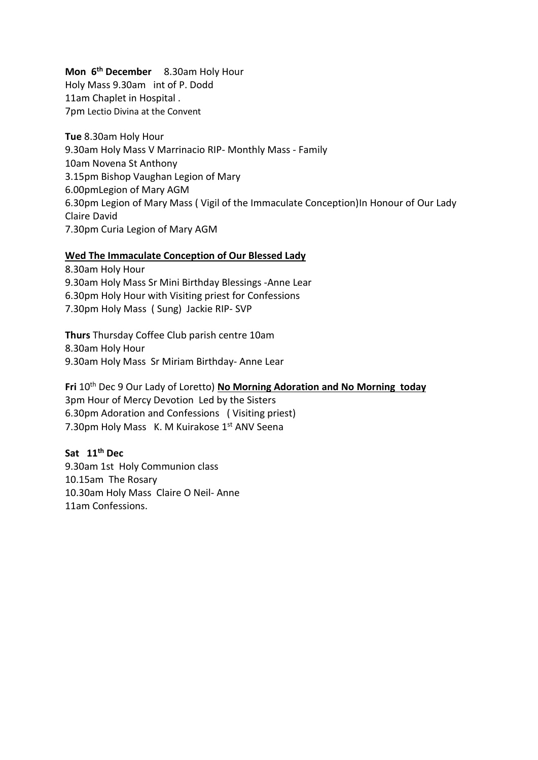**Mon 6th December** 8.30am Holy Hour
Holy Mass 9.30am int of P. Dodd
11am Chaplet in Hospital .
7pm Lectio Divina at the Convent

**Tue** 8.30am Holy Hour
9.30am Holy Mass V Marrinacio RIP- Monthly Mass - Family
10am Novena St Anthony
3.15pm Bishop Vaughan Legion of Mary
6.00pmLegion of Mary AGM
6.30pm Legion of Mary Mass ( Vigil of the Immaculate Conception)In Honour of Our Lady
Claire David
7.30pm Curia Legion of Mary AGM

**Wed The Immaculate Conception of Our Blessed Lady**
8.30am Holy Hour
9.30am Holy Mass Sr Mini Birthday Blessings -Anne Lear
6.30pm Holy Hour with Visiting priest for Confessions
7.30pm Holy Mass ( Sung) Jackie RIP- SVP

**Thurs** Thursday Coffee Club parish centre 10am
8.30am Holy Hour
9.30am Holy Mass Sr Miriam Birthday- Anne Lear

**Fri** 10th Dec 9 Our Lady of Loretto) **No Morning Adoration and No Morning today**
3pm Hour of Mercy Devotion Led by the Sisters
6.30pm Adoration and Confessions ( Visiting priest)
7.30pm Holy Mass K. M Kuirakose 1st ANV Seena

**Sat 11th Dec**
9.30am 1st Holy Communion class
10.15am The Rosary
10.30am Holy Mass Claire O Neil- Anne
11am Confessions.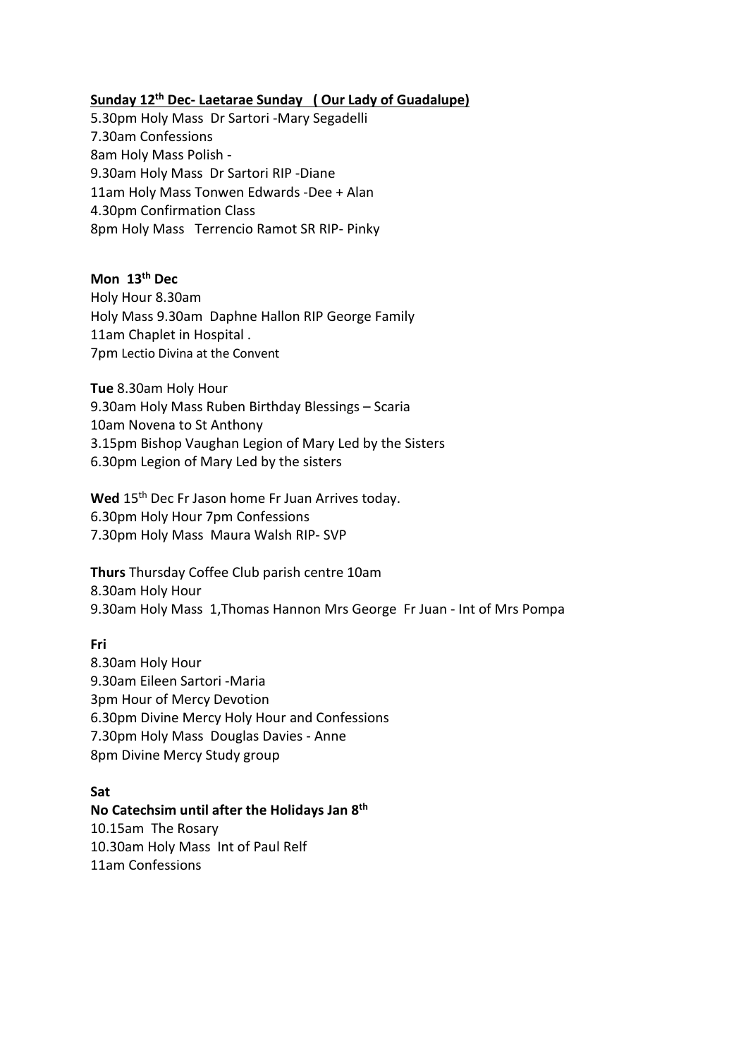**Sunday 12th Dec- Laetarae Sunday ( Our Lady of Guadalupe)**

5.30pm Holy Mass Dr Sartori -Mary Segadelli
7.30am Confessions
8am Holy Mass Polish -
9.30am Holy Mass Dr Sartori RIP -Diane
11am Holy Mass Tonwen Edwards -Dee + Alan
4.30pm Confirmation Class
8pm Holy Mass Terrencio Ramot SR RIP- Pinky

**Mon 13th Dec**

Holy Hour 8.30am
Holy Mass 9.30am Daphne Hallon RIP George Family
11am Chaplet in Hospital .
7pm Lectio Divina at the Convent

**Tue** 8.30am Holy Hour
9.30am Holy Mass Ruben Birthday Blessings – Scaria
10am Novena to St Anthony
3.15pm Bishop Vaughan Legion of Mary Led by the Sisters
6.30pm Legion of Mary Led by the sisters

**Wed** 15th Dec Fr Jason home Fr Juan Arrives today.
6.30pm Holy Hour 7pm Confessions
7.30pm Holy Mass Maura Walsh RIP- SVP

**Thurs** Thursday Coffee Club parish centre 10am
8.30am Holy Hour
9.30am Holy Mass 1,Thomas Hannon Mrs George Fr Juan - Int of Mrs Pompa

**Fri**

8.30am Holy Hour
9.30am Eileen Sartori -Maria
3pm Hour of Mercy Devotion
6.30pm Divine Mercy Holy Hour and Confessions
7.30pm Holy Mass Douglas Davies - Anne
8pm Divine Mercy Study group

**Sat**

**No Catechsim until after the Holidays Jan 8th**

10.15am The Rosary
10.30am Holy Mass Int of Paul Relf
11am Confessions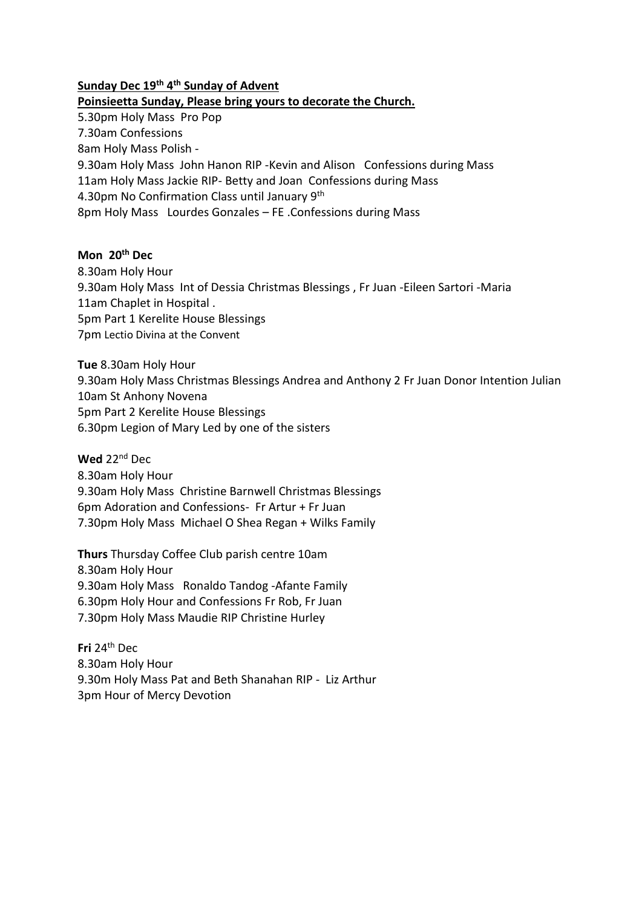**<u>Sunday Dec 19th 4th Sunday of Advent</u>**

**<u>Poinsieetta Sunday, Please bring yours to decorate the Church.</u>**

5.30pm Holy Mass Pro Pop
7.30am Confessions
8am Holy Mass Polish -
9.30am Holy Mass John Hanon RIP -Kevin and Alison Confessions during Mass
11am Holy Mass Jackie RIP- Betty and Joan Confessions during Mass
4.30pm No Confirmation Class until January 9th
8pm Holy Mass Lourdes Gonzales – FE .Confessions during Mass

**Mon 20th Dec**

8.30am Holy Hour
9.30am Holy Mass Int of Dessia Christmas Blessings , Fr Juan -Eileen Sartori -Maria
11am Chaplet in Hospital .
5pm Part 1 Kerelite House Blessings
7pm Lectio Divina at the Convent

**Tue** 8.30am Holy Hour
9.30am Holy Mass Christmas Blessings Andrea and Anthony 2 Fr Juan Donor Intention Julian
10am St Anhony Novena
5pm Part 2 Kerelite House Blessings
6.30pm Legion of Mary Led by one of the sisters

**Wed** 22nd Dec
8.30am Holy Hour
9.30am Holy Mass Christine Barnwell Christmas Blessings
6pm Adoration and Confessions- Fr Artur + Fr Juan
7.30pm Holy Mass Michael O Shea Regan + Wilks Family

**Thurs** Thursday Coffee Club parish centre 10am
8.30am Holy Hour
9.30am Holy Mass Ronaldo Tandog -Afante Family
6.30pm Holy Hour and Confessions Fr Rob, Fr Juan
7.30pm Holy Mass Maudie RIP Christine Hurley

**Fri** 24th Dec
8.30am Holy Hour
9.30m Holy Mass Pat and Beth Shanahan RIP - Liz Arthur
3pm Hour of Mercy Devotion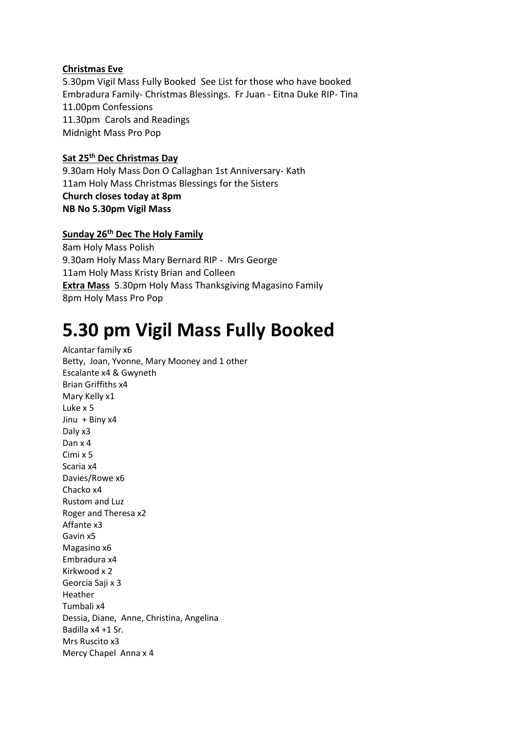**Christmas Eve**

5.30pm Vigil Mass Fully Booked See List for those who have booked
Embradura Family- Christmas Blessings. Fr Juan - Eitna Duke RIP- Tina
11.00pm Confessions
11.30pm Carols and Readings
Midnight Mass Pro Pop

**Sat 25th Dec Christmas Day**

9.30am Holy Mass Don O Callaghan 1st Anniversary- Kath
11am Holy Mass Christmas Blessings for the Sisters
**Church closes today at 8pm**
**NB No 5.30pm Vigil Mass**

**Sunday 26th Dec The Holy Family**

8am Holy Mass Polish
9.30am Holy Mass Mary Bernard RIP - Mrs George
11am Holy Mass Kristy Brian and Colleen
**Extra Mass** 5.30pm Holy Mass Thanksgiving Magasino Family
8pm Holy Mass Pro Pop

# 5.30 pm Vigil Mass Fully Booked

Alcantar family x6
Betty, Joan, Yvonne, Mary Mooney and 1 other
Escalante x4 & Gwyneth
Brian Griffiths x4
Mary Kelly x1
Luke x 5
Jinu + Biny x4
Daly x3
Dan x 4
Cimi x 5
Scaria x4
Davies/Rowe x6
Chacko x4
Rustom and Luz
Roger and Theresa x2
Affante x3
Gavin x5
Magasino x6
Embradura x4
Kirkwood x 2
Georcia Saji x 3
Heather
Tumbali x4
Dessia, Diane, Anne, Christina, Angelina
Badilla x4 +1 Sr.
Mrs Ruscito x3
Mercy Chapel Anna x 4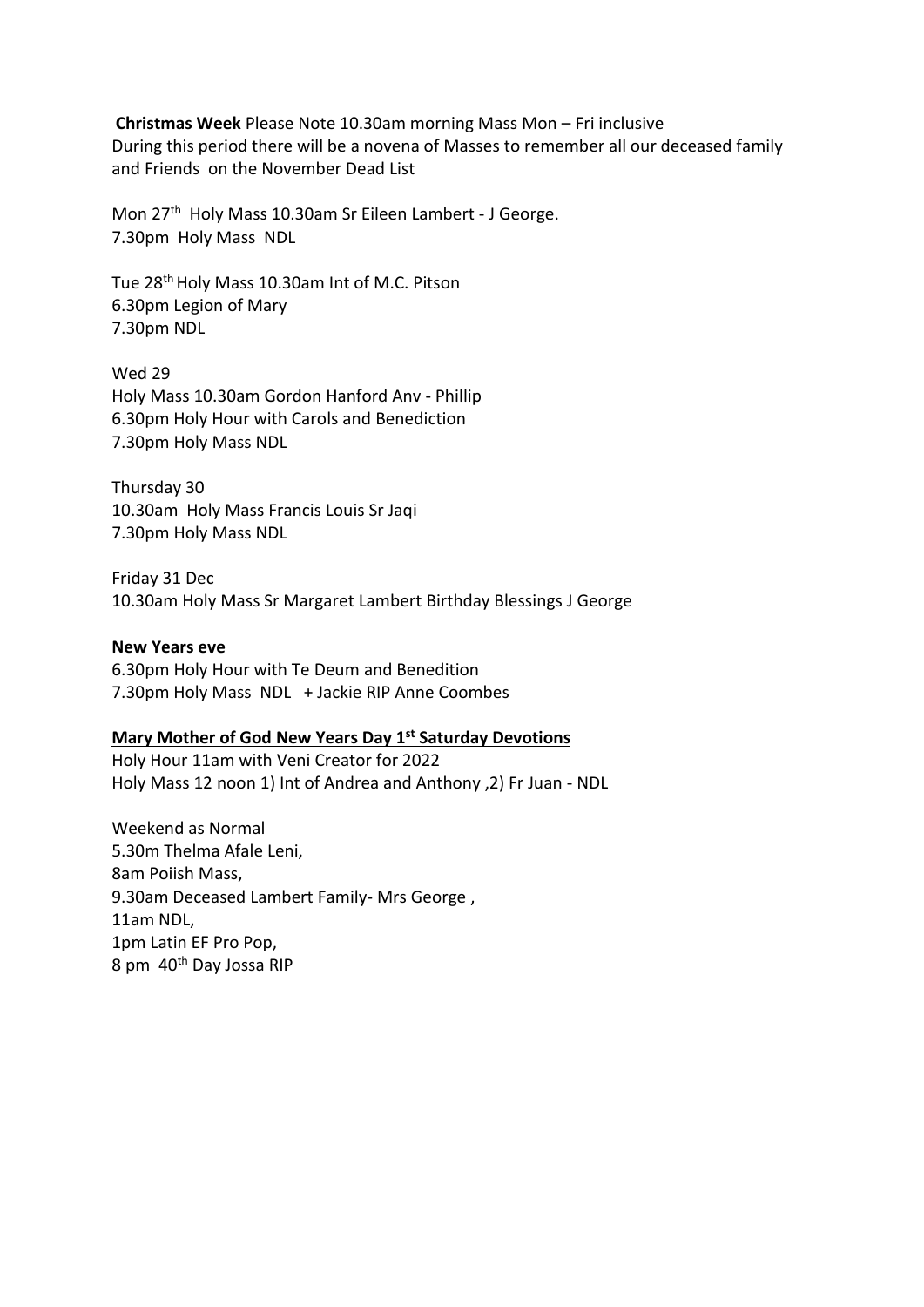**Christmas Week** Please Note 10.30am morning Mass Mon – Fri inclusive
During this period there will be a novena of Masses to remember all our deceased family and Friends on the November Dead List

Mon 27th Holy Mass 10.30am Sr Eileen Lambert - J George.
7.30pm Holy Mass NDL

Tue 28th Holy Mass 10.30am Int of M.C. Pitson
6.30pm Legion of Mary
7.30pm NDL

Wed 29
Holy Mass 10.30am Gordon Hanford Anv - Phillip
6.30pm Holy Hour with Carols and Benediction
7.30pm Holy Mass NDL

Thursday 30
10.30am Holy Mass Francis Louis Sr Jaqi
7.30pm Holy Mass NDL

Friday 31 Dec
10.30am Holy Mass Sr Margaret Lambert Birthday Blessings J George

**New Years eve**
6.30pm Holy Hour with Te Deum and Benedition
7.30pm Holy Mass NDL + Jackie RIP Anne Coombes

**Mary Mother of God New Years Day 1st Saturday Devotions**
Holy Hour 11am with Veni Creator for 2022
Holy Mass 12 noon 1) Int of Andrea and Anthony ,2) Fr Juan - NDL

Weekend as Normal
5.30m Thelma Afale Leni,
8am Poiish Mass,
9.30am Deceased Lambert Family- Mrs George ,
11am NDL,
1pm Latin EF Pro Pop,
8 pm 40th Day Jossa RIP